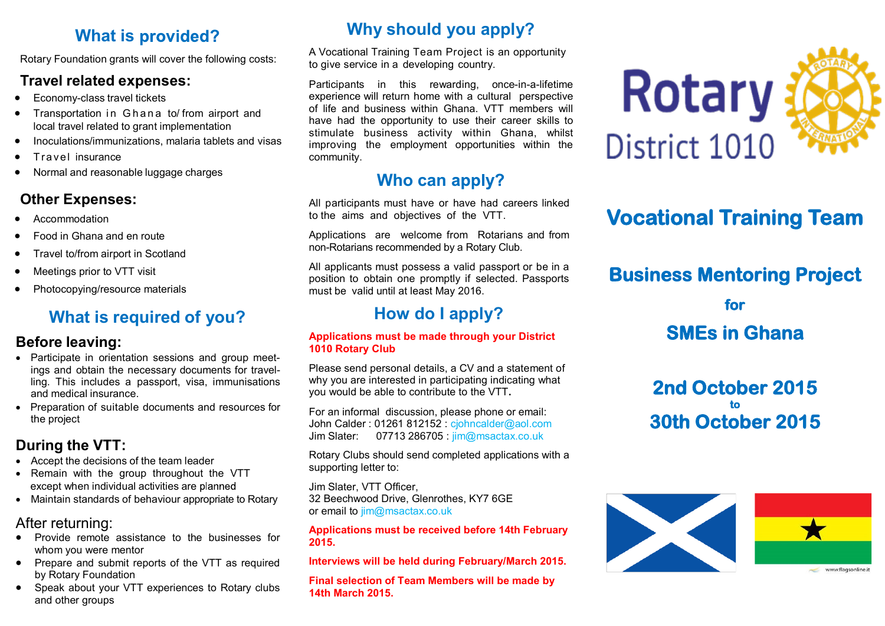## What is provided?

Rotary Foundation grants will cover the following costs:

### Travel related expenses:

- Economy-class travel tickets
- Transportation in Ghana to/ from airport and local travel related to grant implementation
- Inoculations/immunizations, malaria tablets and visas
- Travel insurance
- Normal and reasonable luggage charges

### Other Expenses:

- Accommodation
- Food in Ghana and en route
- Travel to/from airport in Scotland
- Meetings prior to VTT visit
- Photocopying/resource materials

## What is required of you?

### Before leaving:

- Participate in orientation sessions and group meetings and obtain the necessary documents for travelling. This includes a passport, visa, immunisations and medical insurance.
- Preparation of suitable documents and resources for the project

### During the VTT:

- Accept the decisions of the team leader
- Remain with the group throughout the VTT except when individual activities are planned
- Maintain standards of behaviour appropriate to Rotary

### After returning:

- Provide remote assistance to the businesses for whom you were mentor
- Prepare and submit reports of the VTT as required by Rotary Foundation
- Speak about your VTT experiences to Rotary clubs and other groups

## Why should you apply?

A Vocational Training Team Project is an opportunity to give service in a developing country.

Participants in this rewarding, once-in-a-lifetime experience will return home with a cultural perspective of life and business within Ghana. VTT members will have had the opportunity to use their career skills to stimulate business activity within Ghana, whilst improving the employment opportunities within the community.

## Who can apply?

All participants must have or have had careers linked to the aims and objectives of the VTT.

Applications are welcome from Rotarians and from non-Rotarians recommended by a Rotary Club.

All applicants must possess a valid passport or be in a position to obtain one promptly if selected. Passports must be valid until at least May 2016.

## How do I apply?

**Applications must be made through your District 1010 Rotary Club**

Please send personal details, a CV and a statement of why you are interested in participating indicating what you would be able to contribute to the VTT.

For an informal discussion, please phone or email:
John Calder : 01261 812152 : cjohncalder@aol.com
Jim Slater: 07713 286705 : jim@msactax.co.uk

Rotary Clubs should send completed applications with a supporting letter to:

Jim Slater, VTT Officer,
32 Beechwood Drive, Glenrothes, KY7 6GE
or email to jim@msactax.co.uk

**Applications must be received before 14th February 2015.**

**Interviews will be held during February/March 2015.**

**Final selection of Team Members will be made by 14th March 2015.**

Rotary District 1010

# Vocational Training Team

## Business Mentoring Project

**for**

## SMEs in Ghana

## 2nd October 2015
**to**
## 30th October 2015

www.flagsonline.it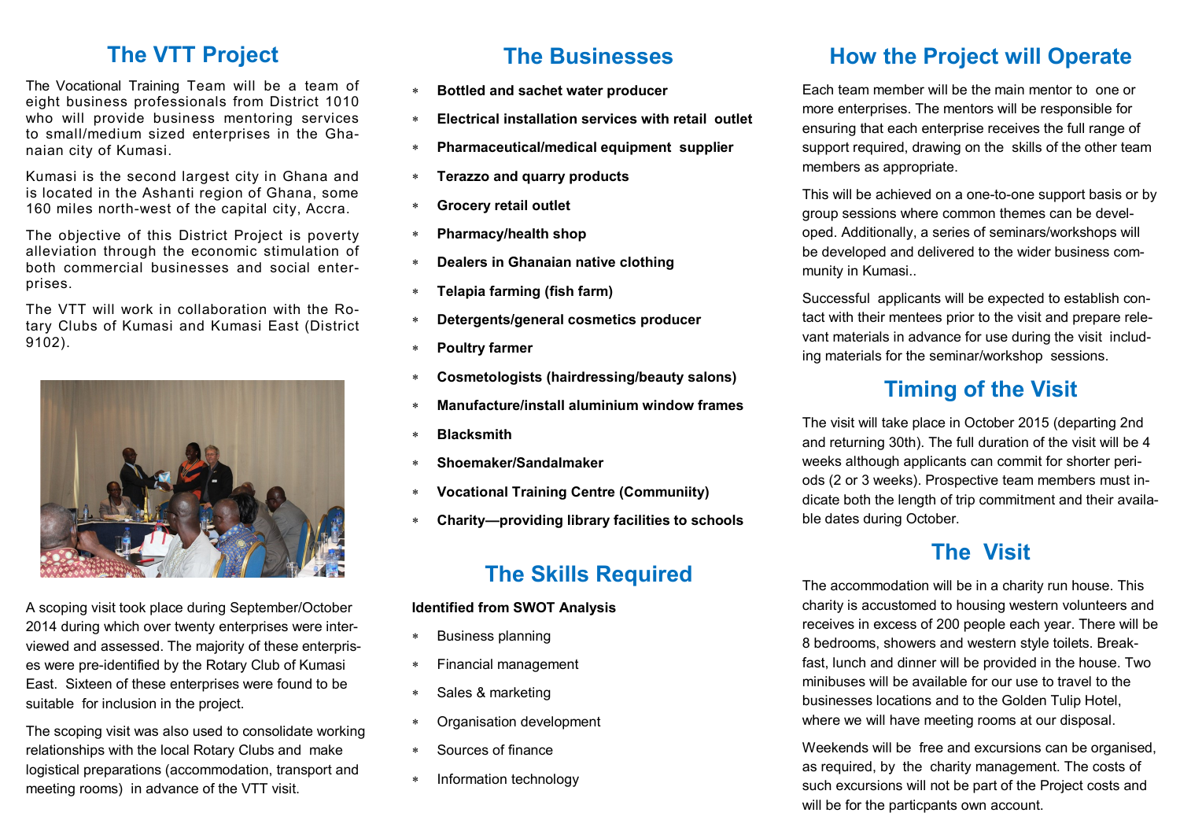## The VTT Project

The Vocational Training Team will be a team of eight business professionals from District 1010 who will provide business mentoring services to small/medium sized enterprises in the Ghanaian city of Kumasi.

Kumasi is the second largest city in Ghana and is located in the Ashanti region of Ghana, some 160 miles north-west of the capital city, Accra.

The objective of this District Project is poverty alleviation through the economic stimulation of both commercial businesses and social enterprises.

The VTT will work in collaboration with the Rotary Clubs of Kumasi and Kumasi East (District 9102).

A scoping visit took place during September/October 2014 during which over twenty enterprises were interviewed and assessed. The majority of these enterprises were pre-identified by the Rotary Club of Kumasi East. Sixteen of these enterprises were found to be suitable for inclusion in the project.

The scoping visit was also used to consolidate working relationships with the local Rotary Clubs and make logistical preparations (accommodation, transport and meeting rooms) in advance of the VTT visit.

## The Businesses

- **Bottled and sachet water producer**
- **Electrical installation services with retail outlet**
- **Pharmaceutical/medical equipment supplier**
- **Terazzo and quarry products**
- **Grocery retail outlet**
- **Pharmacy/health shop**
- **Dealers in Ghanaian native clothing**
- **Telapia farming (fish farm)**
- **Detergents/general cosmetics producer**
- **Poultry farmer**
- **Cosmetologists (hairdressing/beauty salons)**
- **Manufacture/install aluminium window frames**
- **Blacksmith**
- **Shoemaker/Sandalmaker**
- **Vocational Training Centre (Communiity)**
- **Charity—providing library facilities to schools**

## The Skills Required

**Identified from SWOT Analysis**

- Business planning
- Financial management
- Sales & marketing
- Organisation development
- Sources of finance
- Information technology

## How the Project will Operate

Each team member will be the main mentor to one or more enterprises. The mentors will be responsible for ensuring that each enterprise receives the full range of support required, drawing on the skills of the other team members as appropriate.

This will be achieved on a one-to-one support basis or by group sessions where common themes can be developed. Additionally, a series of seminars/workshops will be developed and delivered to the wider business community in Kumasi..

Successful applicants will be expected to establish contact with their mentees prior to the visit and prepare relevant materials in advance for use during the visit including materials for the seminar/workshop sessions.

## Timing of the Visit

The visit will take place in October 2015 (departing 2nd and returning 30th). The full duration of the visit will be 4 weeks although applicants can commit for shorter periods (2 or 3 weeks). Prospective team members must indicate both the length of trip commitment and their available dates during October.

## The Visit

The accommodation will be in a charity run house. This charity is accustomed to housing western volunteers and receives in excess of 200 people each year. There will be 8 bedrooms, showers and western style toilets. Breakfast, lunch and dinner will be provided in the house. Two minibuses will be available for our use to travel to the businesses locations and to the Golden Tulip Hotel, where we will have meeting rooms at our disposal.

Weekends will be free and excursions can be organised, as required, by the charity management. The costs of such excursions will not be part of the Project costs and will be for the particpants own account.